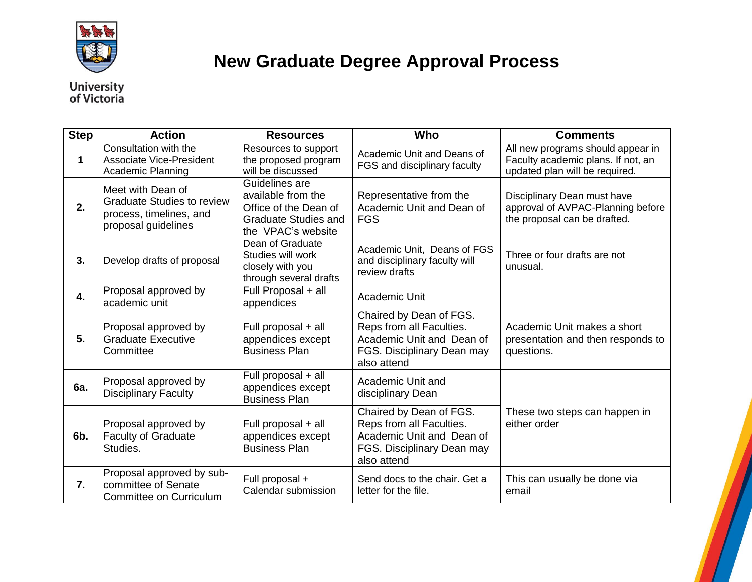University of Victoria

# New Graduate Degree Approval Process

| Step | Action | Resources | Who | Comments |
| --- | --- | --- | --- | --- |
| 1 | Consultation with the Associate Vice-President Academic Planning | Resources to support the proposed program will be discussed | Academic Unit and Deans of FGS and disciplinary faculty | All new programs should appear in Faculty academic plans. If not, an updated plan will be required. |
| 2. | Meet with Dean of Graduate Studies to review process, timelines, and proposal guidelines | Guidelines are available from the Office of the Dean of Graduate Studies and the VPAC's website | Representative from the Academic Unit and Dean of FGS | Disciplinary Dean must have approval of AVPAC-Planning before the proposal can be drafted. |
| 3. | Develop drafts of proposal | Dean of Graduate Studies will work closely with you through several drafts | Academic Unit, Deans of FGS and disciplinary faculty will review drafts | Three or four drafts are not unusual. |
| 4. | Proposal approved by academic unit | Full Proposal + all appendices | Academic Unit | |
| 5. | Proposal approved by Graduate Executive Committee | Full proposal + all appendices except Business Plan | Chaired by Dean of FGS. Reps from all Faculties. Academic Unit and Dean of FGS. Disciplinary Dean may also attend | Academic Unit makes a short presentation and then responds to questions. |
| 6a. | Proposal approved by Disciplinary Faculty | Full proposal + all appendices except Business Plan | Academic Unit and disciplinary Dean | These two steps can happen in either order |
| 6b. | Proposal approved by Faculty of Graduate Studies. | Full proposal + all appendices except Business Plan | Chaired by Dean of FGS. Reps from all Faculties. Academic Unit and Dean of FGS. Disciplinary Dean may also attend | |
| 7. | Proposal approved by sub-committee of Senate Committee on Curriculum | Full proposal + Calendar submission | Send docs to the chair. Get a letter for the file. | This can usually be done via email |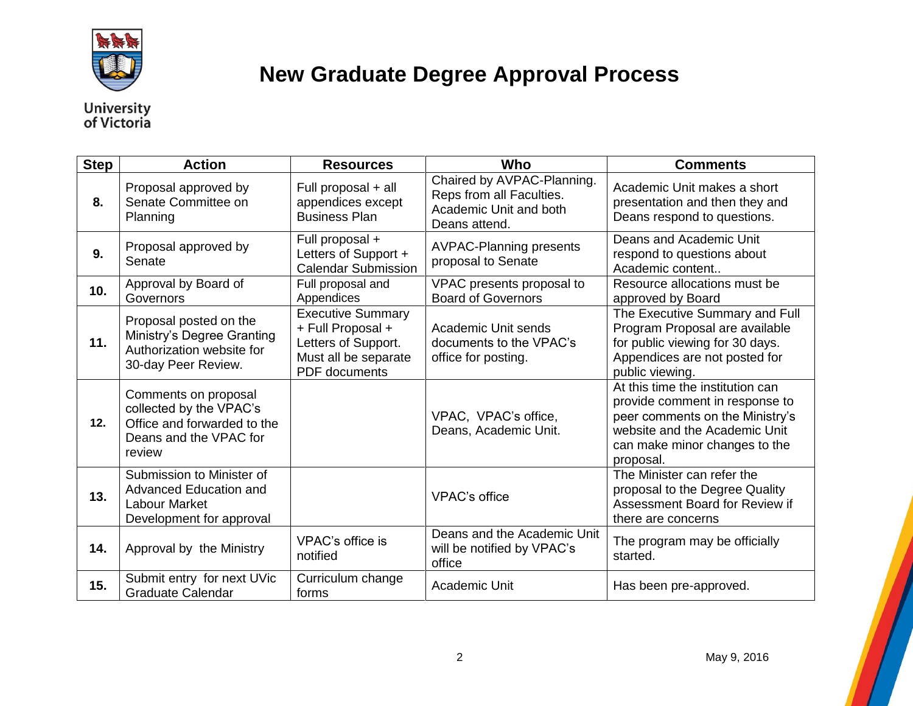University of Victoria

# New Graduate Degree Approval Process

| Step | Action | Resources | Who | Comments |
|---|---|---|---|---|
| **8.** | Proposal approved by Senate Committee on Planning | Full proposal + all appendices except Business Plan | Chaired by AVPAC-Planning. Reps from all Faculties. Academic Unit and both Deans attend. | Academic Unit makes a short presentation and then they and Deans respond to questions. |
| **9.** | Proposal approved by Senate | Full proposal + Letters of Support + Calendar Submission | AVPAC-Planning presents proposal to Senate | Deans and Academic Unit respond to questions about Academic content.. |
| **10.** | Approval by Board of Governors | Full proposal and Appendices | VPAC presents proposal to Board of Governors | Resource allocations must be approved by Board |
| **11.** | Proposal posted on the Ministry's Degree Granting Authorization website for 30-day Peer Review. | Executive Summary + Full Proposal + Letters of Support. Must all be separate PDF documents | Academic Unit sends documents to the VPAC's office for posting. | The Executive Summary and Full Program Proposal are available for public viewing for 30 days. Appendices are not posted for public viewing. |
| **12.** | Comments on proposal collected by the VPAC's Office and forwarded to the Deans and the VPAC for review | | VPAC, VPAC's office, Deans, Academic Unit. | At this time the institution can provide comment in response to peer comments on the Ministry's website and the Academic Unit can make minor changes to the proposal. |
| **13.** | Submission to Minister of Advanced Education and Labour Market Development for approval | | VPAC's office | The Minister can refer the proposal to the Degree Quality Assessment Board for Review if there are concerns |
| **14.** | Approval by the Ministry | VPAC's office is notified | Deans and the Academic Unit will be notified by VPAC's office | The program may be officially started. |
| **15.** | Submit entry for next UVic Graduate Calendar | Curriculum change forms | Academic Unit | Has been pre-approved. |

May 9, 2016